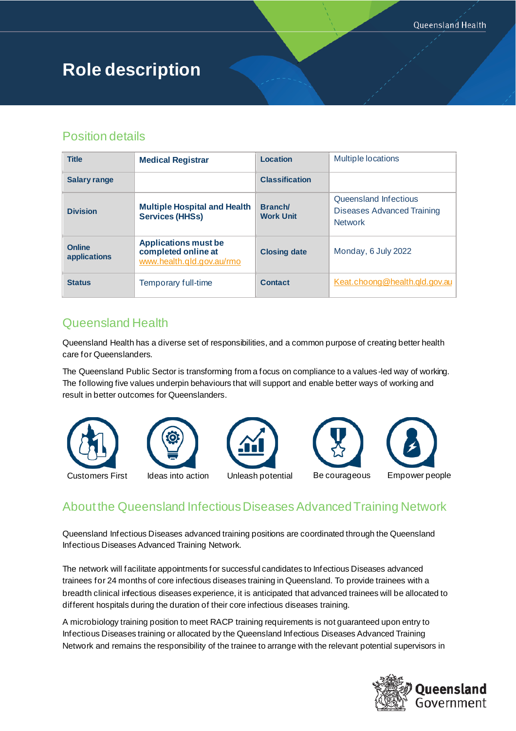# Role description

## Position details

| Title | Medical Registrar | Location | Multiple locations |
|---|---|---|---|
| Salary range | | Classification | |
| Division | Multiple Hospital and Health Services (HHSs) | Branch/ Work Unit | Queensland Infectious Diseases Advanced Training Network |
| Online applications | Applications must be completed online at www.health.qld.gov.au/rmo | Closing date | Monday, 6 July 2022 |
| Status | Temporary full-time | Contact | Keat.choong@health.qld.gov.au |

## Queensland Health

Queensland Health has a diverse set of responsibilities, and a common purpose of creating better health care for Queenslanders.

The Queensland Public Sector is transforming from a focus on compliance to a values-led way of working. The following five values underpin behaviours that will support and enable better ways of working and result in better outcomes for Queenslanders.

Customers First | Ideas into action | Unleash potential | Be courageous | Empower people

## About the Queensland Infectious Diseases Advanced Training Network

Queensland Infectious Diseases advanced training positions are coordinated through the Queensland Infectious Diseases Advanced Training Network.

The network will facilitate appointments for successful candidates to Infectious Diseases advanced trainees for 24 months of core infectious diseases training in Queensland. To provide trainees with a breadth clinical infectious diseases experience, it is anticipated that advanced trainees will be allocated to different hospitals during the duration of their core infectious diseases training.

A microbiology training position to meet RACP training requirements is not guaranteed upon entry to Infectious Diseases training or allocated by the Queensland Infectious Diseases Advanced Training Network and remains the responsibility of the trainee to arrange with the relevant potential supervisors in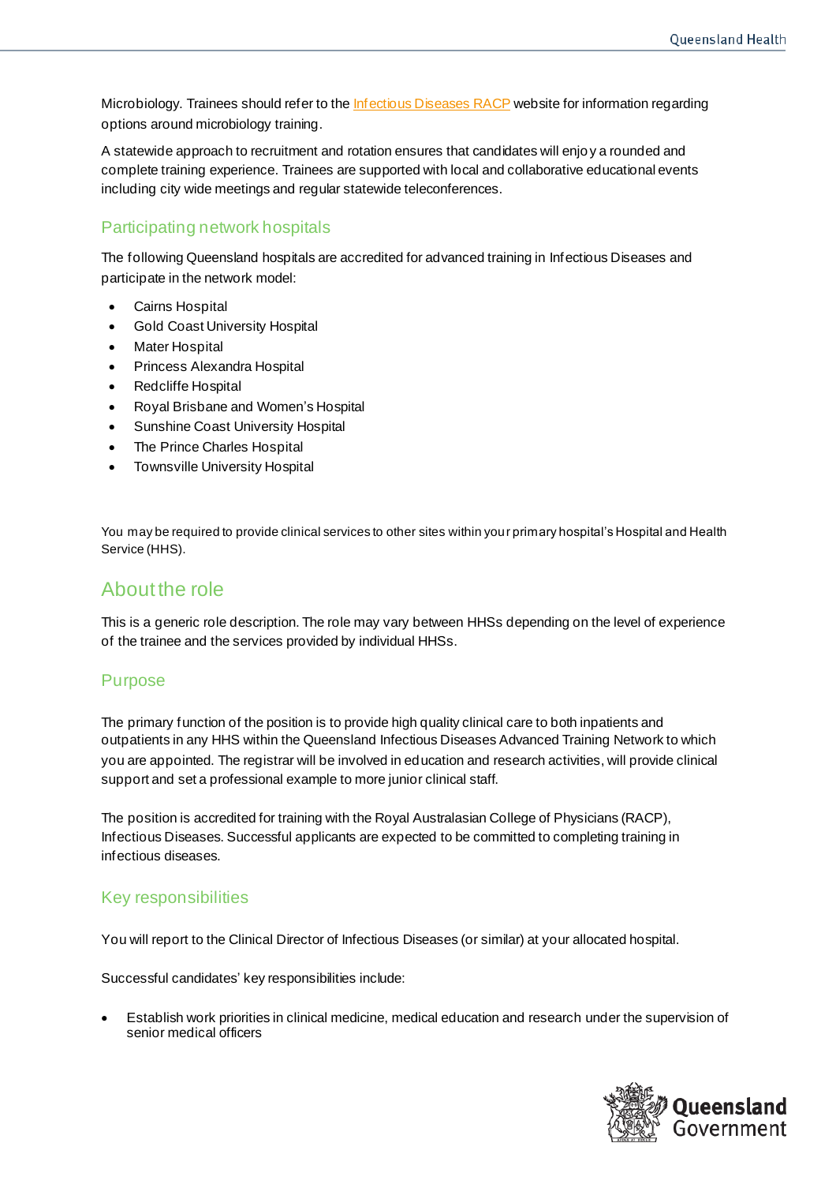Microbiology. Trainees should refer to the [Infectious Diseases RACP](#) website for information regarding options around microbiology training.

A statewide approach to recruitment and rotation ensures that candidates will enjoy a rounded and complete training experience. Trainees are supported with local and collaborative educational events including city wide meetings and regular statewide teleconferences.

## Participating network hospitals

The following Queensland hospitals are accredited for advanced training in Infectious Diseases and participate in the network model:

- Cairns Hospital
- Gold Coast University Hospital
- Mater Hospital
- Princess Alexandra Hospital
- Redcliffe Hospital
- Royal Brisbane and Women's Hospital
- Sunshine Coast University Hospital
- The Prince Charles Hospital
- Townsville University Hospital

You may be required to provide clinical services to other sites within your primary hospital's Hospital and Health Service (HHS).

# About the role

This is a generic role description. The role may vary between HHSs depending on the level of experience of the trainee and the services provided by individual HHSs.

## Purpose

The primary function of the position is to provide high quality clinical care to both inpatients and outpatients in any HHS within the Queensland Infectious Diseases Advanced Training Network to which you are appointed. The registrar will be involved in education and research activities, will provide clinical support and set a professional example to more junior clinical staff.

The position is accredited for training with the Royal Australasian College of Physicians (RACP), Infectious Diseases. Successful applicants are expected to be committed to completing training in infectious diseases.

## Key responsibilities

You will report to the Clinical Director of Infectious Diseases (or similar) at your allocated hospital.

Successful candidates' key responsibilities include:

- Establish work priorities in clinical medicine, medical education and research under the supervision of senior medical officers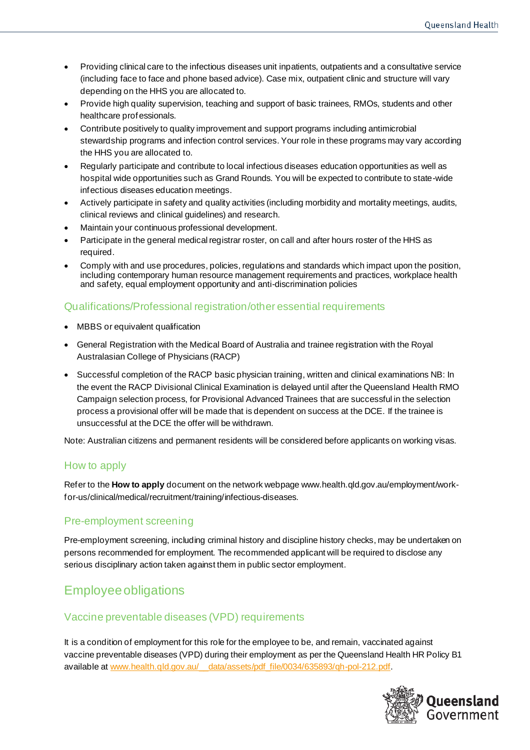- Providing clinical care to the infectious diseases unit inpatients, outpatients and a consultative service (including face to face and phone based advice). Case mix, outpatient clinic and structure will vary depending on the HHS you are allocated to.
- Provide high quality supervision, teaching and support of basic trainees, RMOs, students and other healthcare professionals.
- Contribute positively to quality improvement and support programs including antimicrobial stewardship programs and infection control services. Your role in these programs may vary according the HHS you are allocated to.
- Regularly participate and contribute to local infectious diseases education opportunities as well as hospital wide opportunities such as Grand Rounds. You will be expected to contribute to state-wide infectious diseases education meetings.
- Actively participate in safety and quality activities (including morbidity and mortality meetings, audits, clinical reviews and clinical guidelines) and research.
- Maintain your continuous professional development.
- Participate in the general medical registrar roster, on call and after hours roster of the HHS as required.
- Comply with and use procedures, policies, regulations and standards which impact upon the position, including contemporary human resource management requirements and practices, workplace health and safety, equal employment opportunity and anti-discrimination policies

### Qualifications/Professional registration/other essential requirements

- MBBS or equivalent qualification
- General Registration with the Medical Board of Australia and trainee registration with the Royal Australasian College of Physicians (RACP)
- Successful completion of the RACP basic physician training, written and clinical examinations NB: In the event the RACP Divisional Clinical Examination is delayed until after the Queensland Health RMO Campaign selection process, for Provisional Advanced Trainees that are successful in the selection process a provisional offer will be made that is dependent on success at the DCE. If the trainee is unsuccessful at the DCE the offer will be withdrawn.

Note: Australian citizens and permanent residents will be considered before applicants on working visas.

### How to apply

Refer to the **How to apply** document on the network webpage www.health.qld.gov.au/employment/work-for-us/clinical/medical/recruitment/training/infectious-diseases.

### Pre-employment screening

Pre-employment screening, including criminal history and discipline history checks, may be undertaken on persons recommended for employment. The recommended applicant will be required to disclose any serious disciplinary action taken against them in public sector employment.

## Employee obligations

### Vaccine preventable diseases (VPD) requirements

It is a condition of employment for this role for the employee to be, and remain, vaccinated against vaccine preventable diseases (VPD) during their employment as per the Queensland Health HR Policy B1 available at www.health.qld.gov.au/__data/assets/pdf_file/0034/635893/qh-pol-212.pdf.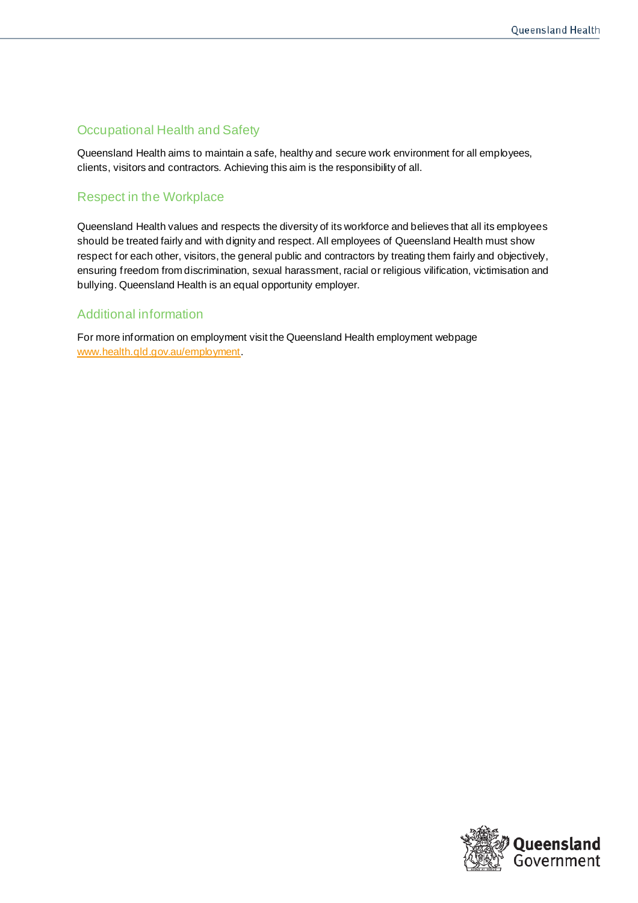## Occupational Health and Safety

Queensland Health aims to maintain a safe, healthy and secure work environment for all employees, clients, visitors and contractors. Achieving this aim is the responsibility of all.

## Respect in the Workplace

Queensland Health values and respects the diversity of its workforce and believes that all its employees should be treated fairly and with dignity and respect. All employees of Queensland Health must show respect for each other, visitors, the general public and contractors by treating them fairly and objectively, ensuring freedom from discrimination, sexual harassment, racial or religious vilification, victimisation and bullying. Queensland Health is an equal opportunity employer.

## Additional information

For more information on employment visit the Queensland Health employment webpage [www.health.qld.gov.au/employment](http://www.health.qld.gov.au/employment).